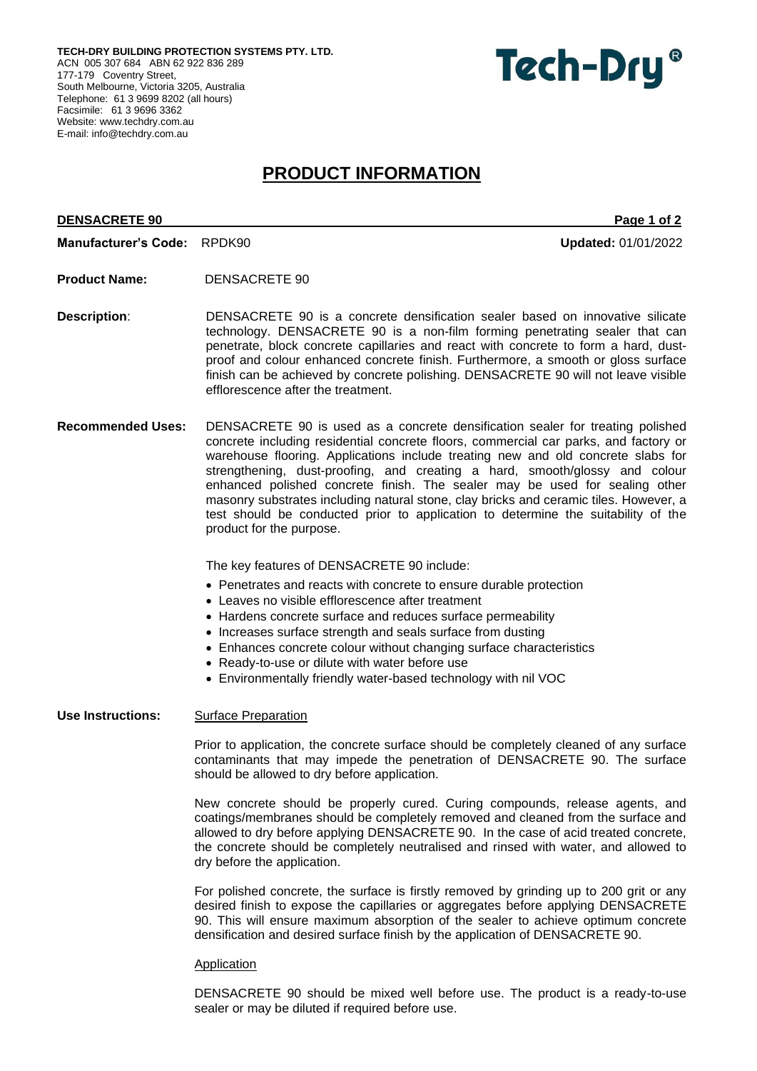**TECH-DRY BUILDING PROTECTION SYSTEMS PTY. LTD.**
ACN 005 307 684 ABN 62 922 836 289
177-179 Coventry Street,
South Melbourne, Victoria 3205, Australia
Telephone: 61 3 9699 8202 (all hours)
Facsimile: 61 3 9696 3362
Website: www.techdry.com.au
E-mail: info@techdry.com.au

**Tech-Dry®**

# PRODUCT INFORMATION

**DENSACRETE 90**

**Manufacturer's Code:** RPDK90 **Updated:** 01/01/2022

**Product Name:** DENSACRETE 90

**Description**: DENSACRETE 90 is a concrete densification sealer based on innovative silicate technology. DENSACRETE 90 is a non-film forming penetrating sealer that can penetrate, block concrete capillaries and react with concrete to form a hard, dust-proof and colour enhanced concrete finish. Furthermore, a smooth or gloss surface finish can be achieved by concrete polishing. DENSACRETE 90 will not leave visible efflorescence after the treatment.

**Recommended Uses:** DENSACRETE 90 is used as a concrete densification sealer for treating polished concrete including residential concrete floors, commercial car parks, and factory or warehouse flooring. Applications include treating new and old concrete slabs for strengthening, dust-proofing, and creating a hard, smooth/glossy and colour enhanced polished concrete finish. The sealer may be used for sealing other masonry substrates including natural stone, clay bricks and ceramic tiles. However, a test should be conducted prior to application to determine the suitability of the product for the purpose.

The key features of DENSACRETE 90 include:

- Penetrates and reacts with concrete to ensure durable protection
- Leaves no visible efflorescence after treatment
- Hardens concrete surface and reduces surface permeability
- Increases surface strength and seals surface from dusting
- Enhances concrete colour without changing surface characteristics
- Ready-to-use or dilute with water before use
- Environmentally friendly water-based technology with nil VOC

**Use Instructions:** Surface Preparation

Prior to application, the concrete surface should be completely cleaned of any surface contaminants that may impede the penetration of DENSACRETE 90. The surface should be allowed to dry before application.

New concrete should be properly cured. Curing compounds, release agents, and coatings/membranes should be completely removed and cleaned from the surface and allowed to dry before applying DENSACRETE 90. In the case of acid treated concrete, the concrete should be completely neutralised and rinsed with water, and allowed to dry before the application.

For polished concrete, the surface is firstly removed by grinding up to 200 grit or any desired finish to expose the capillaries or aggregates before applying DENSACRETE 90. This will ensure maximum absorption of the sealer to achieve optimum concrete densification and desired surface finish by the application of DENSACRETE 90.

Application

DENSACRETE 90 should be mixed well before use. The product is a ready-to-use sealer or may be diluted if required before use.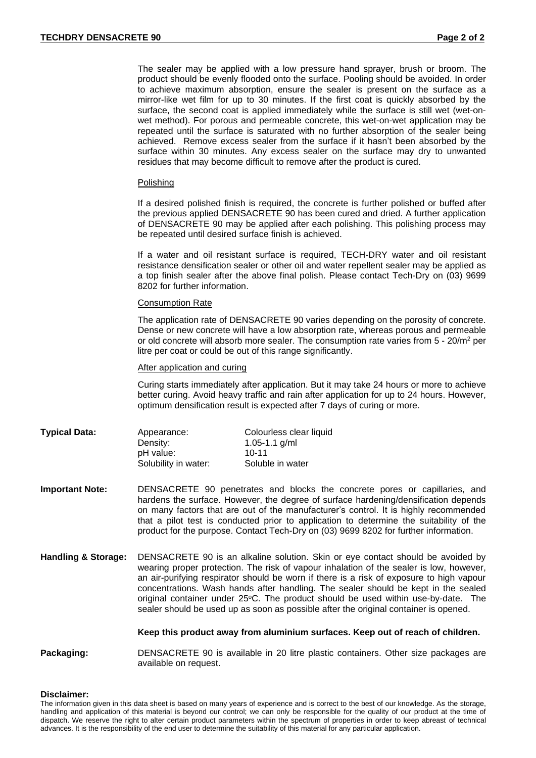The sealer may be applied with a low pressure hand sprayer, brush or broom. The product should be evenly flooded onto the surface. Pooling should be avoided. In order to achieve maximum absorption, ensure the sealer is present on the surface as a mirror-like wet film for up to 30 minutes. If the first coat is quickly absorbed by the surface, the second coat is applied immediately while the surface is still wet (wet-on-wet method). For porous and permeable concrete, this wet-on-wet application may be repeated until the surface is saturated with no further absorption of the sealer being achieved. Remove excess sealer from the surface if it hasn't been absorbed by the surface within 30 minutes. Any excess sealer on the surface may dry to unwanted residues that may become difficult to remove after the product is cured.

Polishing

If a desired polished finish is required, the concrete is further polished or buffed after the previous applied DENSACRETE 90 has been cured and dried. A further application of DENSACRETE 90 may be applied after each polishing. This polishing process may be repeated until desired surface finish is achieved.

If a water and oil resistant surface is required, TECH-DRY water and oil resistant resistance densification sealer or other oil and water repellent sealer may be applied as a top finish sealer after the above final polish. Please contact Tech-Dry on (03) 9699 8202 for further information.

Consumption Rate

The application rate of DENSACRETE 90 varies depending on the porosity of concrete. Dense or new concrete will have a low absorption rate, whereas porous and permeable or old concrete will absorb more sealer. The consumption rate varies from 5 - 20/m$^2$ per litre per coat or could be out of this range significantly.

After application and curing

Curing starts immediately after application. But it may take 24 hours or more to achieve better curing. Avoid heavy traffic and rain after application for up to 24 hours. However, optimum densification result is expected after 7 days of curing or more.

**Typical Data:**

| | |
|---|---|
| Appearance: | Colourless clear liquid |
| Density: | 1.05-1.1 g/ml |
| pH value: | 10-11 |
| Solubility in water: | Soluble in water |

**Important Note:** DENSACRETE 90 penetrates and blocks the concrete pores or capillaries, and hardens the surface. However, the degree of surface hardening/densification depends on many factors that are out of the manufacturer's control. It is highly recommended that a pilot test is conducted prior to application to determine the suitability of the product for the purpose. Contact Tech-Dry on (03) 9699 8202 for further information.

**Handling & Storage:** DENSACRETE 90 is an alkaline solution. Skin or eye contact should be avoided by wearing proper protection. The risk of vapour inhalation of the sealer is low, however, an air-purifying respirator should be worn if there is a risk of exposure to high vapour concentrations. Wash hands after handling. The sealer should be kept in the sealed original container under 25°C. The product should be used within use-by-date. The sealer should be used up as soon as possible after the original container is opened.

**Keep this product away from aluminium surfaces. Keep out of reach of children.**

**Packaging:** DENSACRETE 90 is available in 20 litre plastic containers. Other size packages are available on request.

**Disclaimer:**

The information given in this data sheet is based on many years of experience and is correct to the best of our knowledge. As the storage, handling and application of this material is beyond our control; we can only be responsible for the quality of our product at the time of dispatch. We reserve the right to alter certain product parameters within the spectrum of properties in order to keep abreast of technical advances. It is the responsibility of the end user to determine the suitability of this material for any particular application.